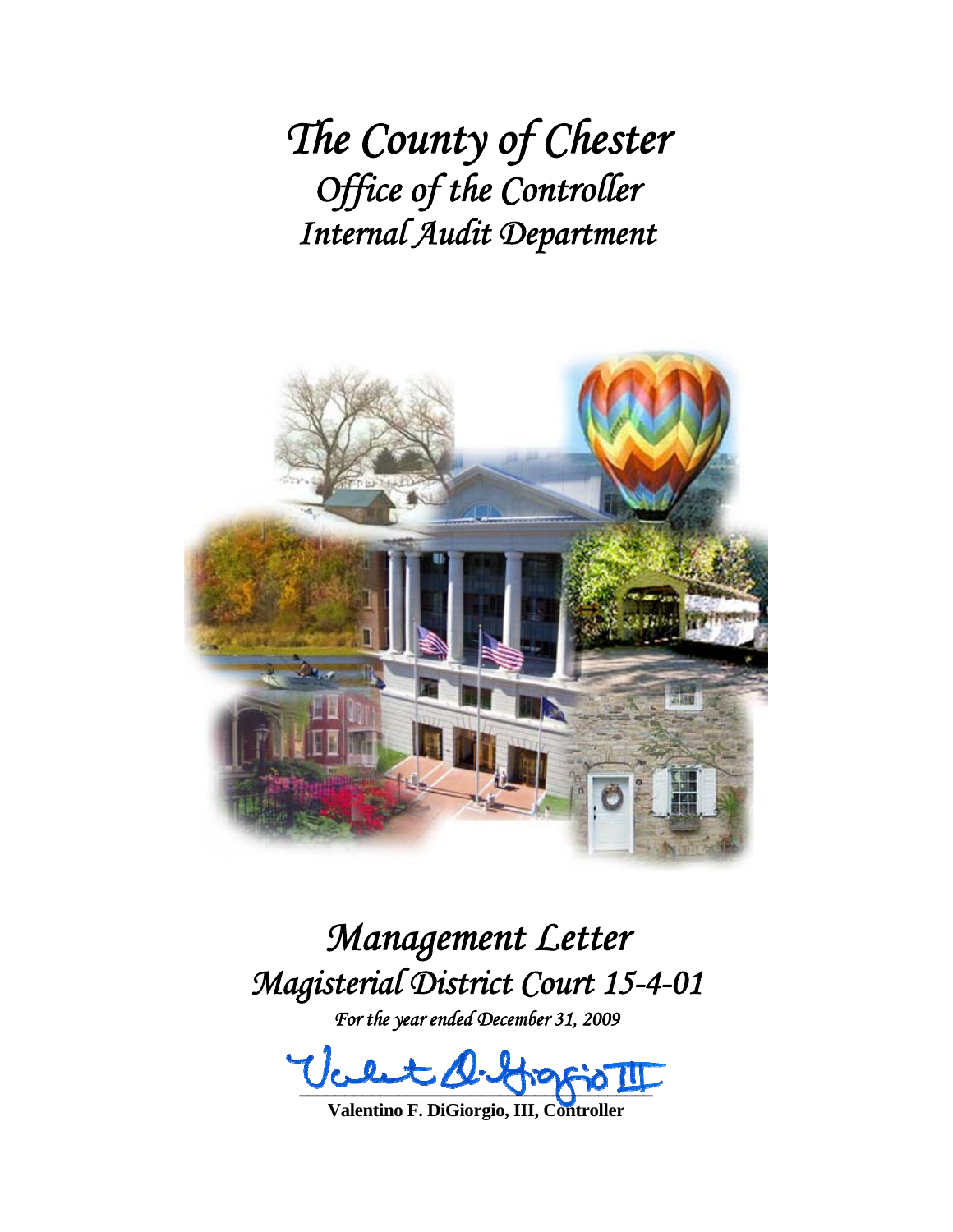# *The County of Chester*
## *Office of the Controller*
## *Internal Audit Department*

# *Management Letter*
## *Magisterial District Court 15-4-01*

*For the year ended December 31, 2009*

**Valentino F. DiGiorgio, III, Controller**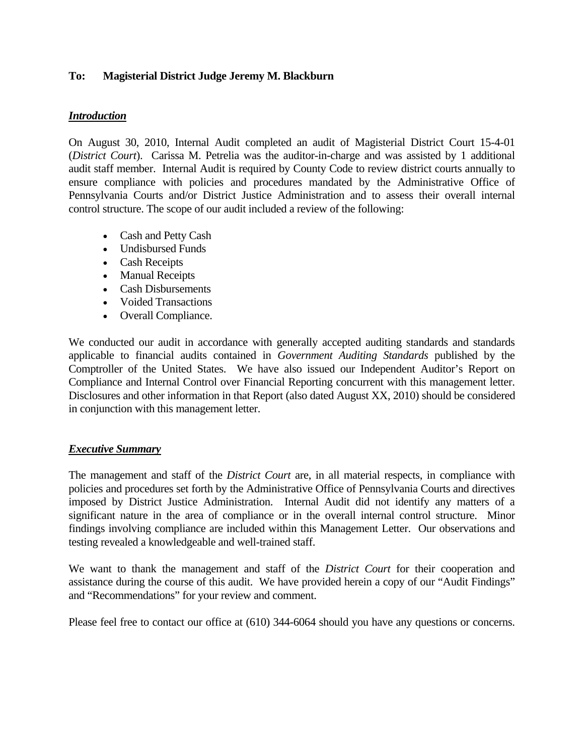**To: Magisterial District Judge Jeremy M. Blackburn**

***Introduction***

On August 30, 2010, Internal Audit completed an audit of Magisterial District Court 15-4-01 (*District Court*). Carissa M. Petrelia was the auditor-in-charge and was assisted by 1 additional audit staff member. Internal Audit is required by County Code to review district courts annually to ensure compliance with policies and procedures mandated by the Administrative Office of Pennsylvania Courts and/or District Justice Administration and to assess their overall internal control structure. The scope of our audit included a review of the following:

- Cash and Petty Cash
- Undisbursed Funds
- Cash Receipts
- Manual Receipts
- Cash Disbursements
- Voided Transactions
- Overall Compliance.

We conducted our audit in accordance with generally accepted auditing standards and standards applicable to financial audits contained in *Government Auditing Standards* published by the Comptroller of the United States. We have also issued our Independent Auditor's Report on Compliance and Internal Control over Financial Reporting concurrent with this management letter. Disclosures and other information in that Report (also dated August XX, 2010) should be considered in conjunction with this management letter.

***Executive Summary***

The management and staff of the *District Court* are, in all material respects, in compliance with policies and procedures set forth by the Administrative Office of Pennsylvania Courts and directives imposed by District Justice Administration. Internal Audit did not identify any matters of a significant nature in the area of compliance or in the overall internal control structure. Minor findings involving compliance are included within this Management Letter. Our observations and testing revealed a knowledgeable and well-trained staff.

We want to thank the management and staff of the *District Court* for their cooperation and assistance during the course of this audit. We have provided herein a copy of our "Audit Findings" and "Recommendations" for your review and comment.

Please feel free to contact our office at (610) 344-6064 should you have any questions or concerns.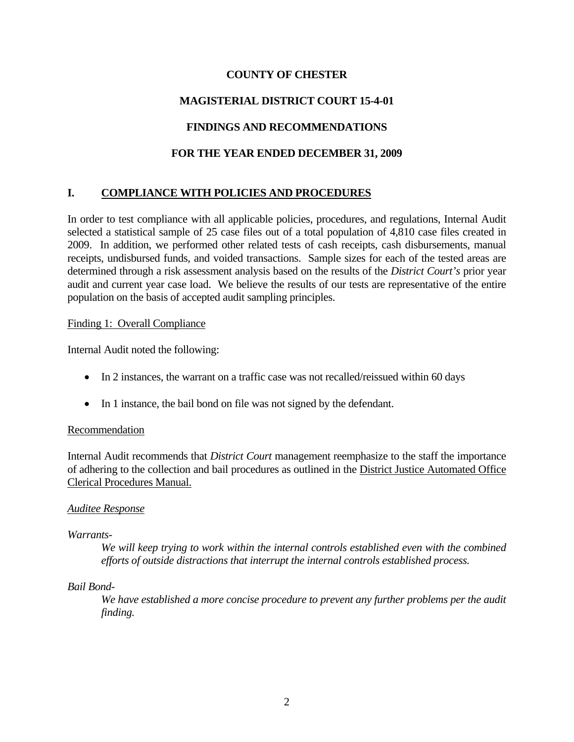**COUNTY OF CHESTER**

**MAGISTERIAL DISTRICT COURT 15-4-01**

**FINDINGS AND RECOMMENDATIONS**

**FOR THE YEAR ENDED DECEMBER 31, 2009**

## I. COMPLIANCE WITH POLICIES AND PROCEDURES

In order to test compliance with all applicable policies, procedures, and regulations, Internal Audit selected a statistical sample of 25 case files out of a total population of 4,810 case files created in 2009. In addition, we performed other related tests of cash receipts, cash disbursements, manual receipts, undisbursed funds, and voided transactions. Sample sizes for each of the tested areas are determined through a risk assessment analysis based on the results of the *District Court's* prior year audit and current year case load. We believe the results of our tests are representative of the entire population on the basis of accepted audit sampling principles.

Finding 1: Overall Compliance

Internal Audit noted the following:

- In 2 instances, the warrant on a traffic case was not recalled/reissued within 60 days
- In 1 instance, the bail bond on file was not signed by the defendant.

Recommendation

Internal Audit recommends that *District Court* management reemphasize to the staff the importance of adhering to the collection and bail procedures as outlined in the District Justice Automated Office Clerical Procedures Manual.

*Auditee Response*

*Warrants-*

*We will keep trying to work within the internal controls established even with the combined efforts of outside distractions that interrupt the internal controls established process.*

*Bail Bond-*

*We have established a more concise procedure to prevent any further problems per the audit finding.*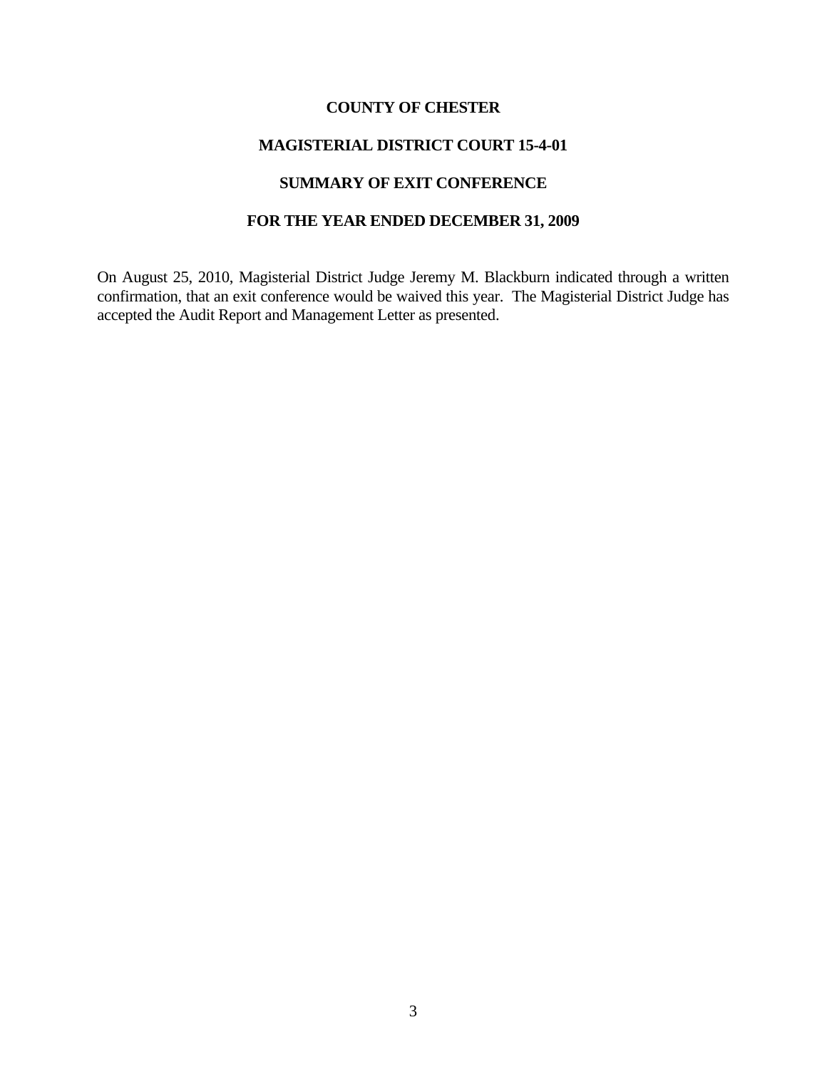# COUNTY OF CHESTER

## MAGISTERIAL DISTRICT COURT 15-4-01

## SUMMARY OF EXIT CONFERENCE

## FOR THE YEAR ENDED DECEMBER 31, 2009

On August 25, 2010, Magisterial District Judge Jeremy M. Blackburn indicated through a written confirmation, that an exit conference would be waived this year. The Magisterial District Judge has accepted the Audit Report and Management Letter as presented.